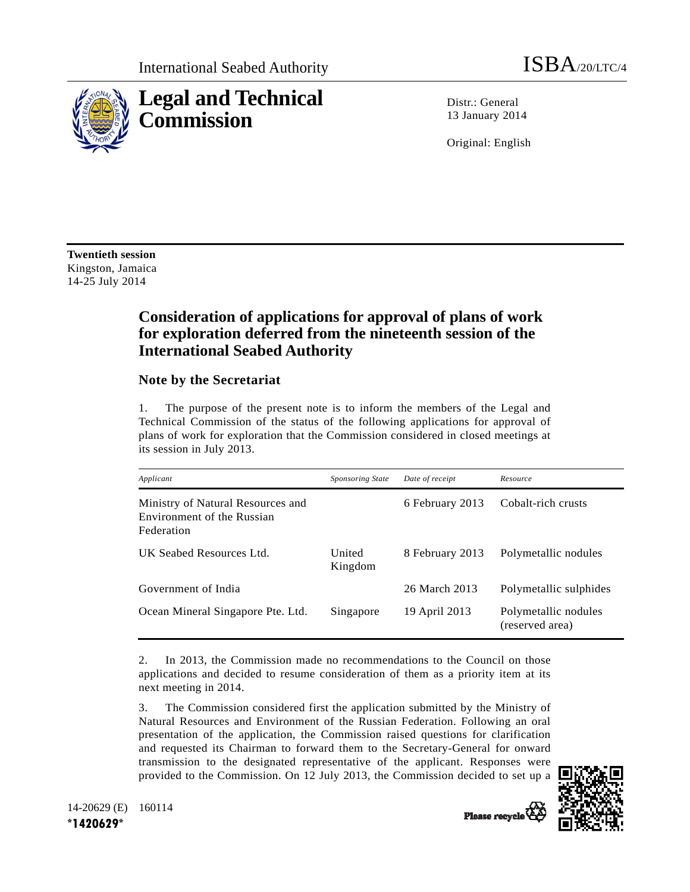International Seabed Authority

ISBA/20/LTC/4

# Legal and Technical Commission

Distr.: General
13 January 2014

Original: English

**Twentieth session**
Kingston, Jamaica
14-25 July 2014

## Consideration of applications for approval of plans of work for exploration deferred from the nineteenth session of the International Seabed Authority

### Note by the Secretariat

1. The purpose of the present note is to inform the members of the Legal and Technical Commission of the status of the following applications for approval of plans of work for exploration that the Commission considered in closed meetings at its session in July 2013.

| *Applicant* | *Sponsoring State* | *Date of receipt* | *Resource* |
|---|---|---|---|
| Ministry of Natural Resources and Environment of the Russian Federation | | 6 February 2013 | Cobalt-rich crusts |
| UK Seabed Resources Ltd. | United Kingdom | 8 February 2013 | Polymetallic nodules |
| Government of India | | 26 March 2013 | Polymetallic sulphides |
| Ocean Mineral Singapore Pte. Ltd. | Singapore | 19 April 2013 | Polymetallic nodules (reserved area) |

2. In 2013, the Commission made no recommendations to the Council on those applications and decided to resume consideration of them as a priority item at its next meeting in 2014.

3. The Commission considered first the application submitted by the Ministry of Natural Resources and Environment of the Russian Federation. Following an oral presentation of the application, the Commission raised questions for clarification and requested its Chairman to forward them to the Secretary-General for onward transmission to the designated representative of the applicant. Responses were provided to the Commission. On 12 July 2013, the Commission decided to set up a

14-20629 (E) 160114

*1420629*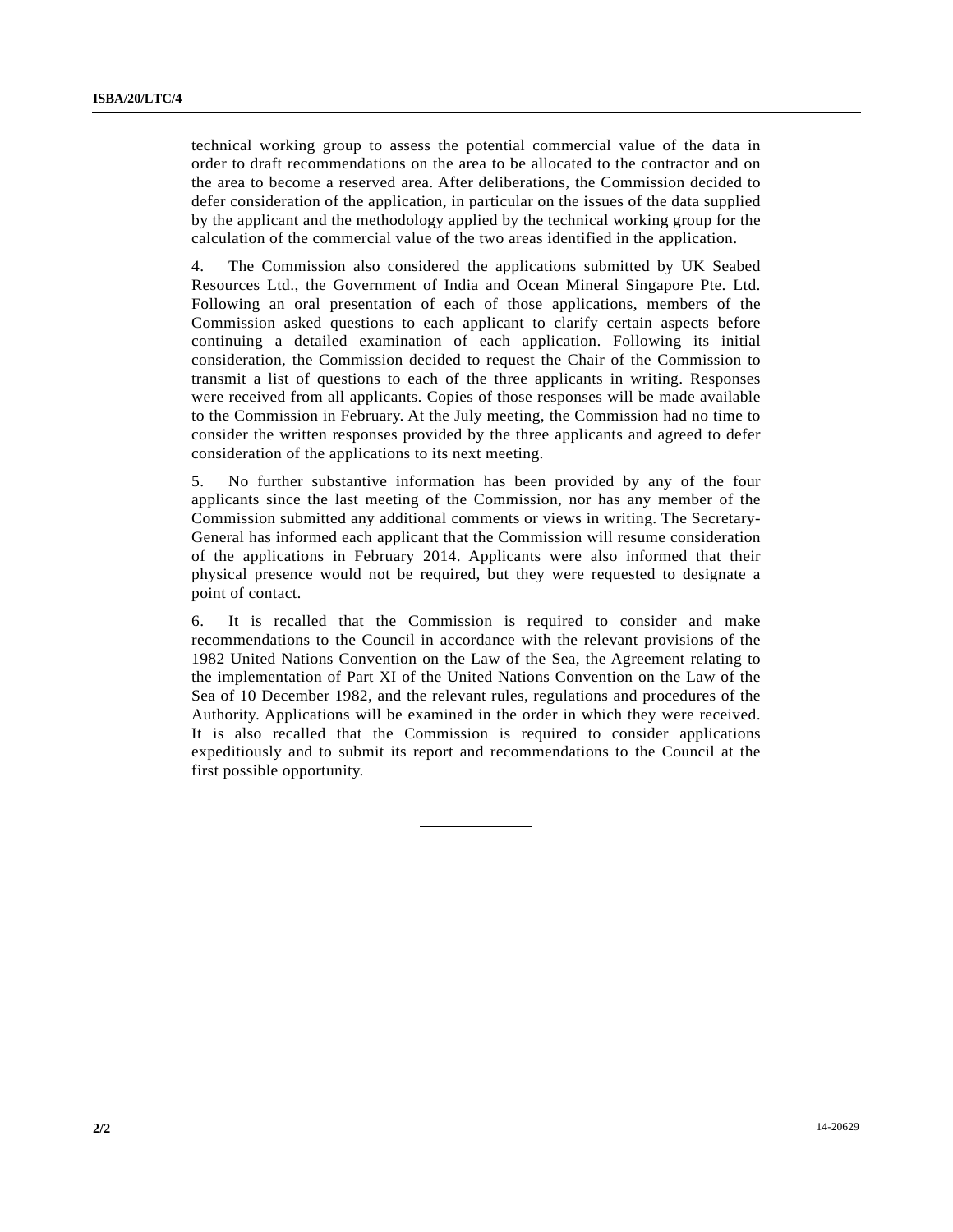technical working group to assess the potential commercial value of the data in order to draft recommendations on the area to be allocated to the contractor and on the area to become a reserved area. After deliberations, the Commission decided to defer consideration of the application, in particular on the issues of the data supplied by the applicant and the methodology applied by the technical working group for the calculation of the commercial value of the two areas identified in the application.

4. The Commission also considered the applications submitted by UK Seabed Resources Ltd., the Government of India and Ocean Mineral Singapore Pte. Ltd. Following an oral presentation of each of those applications, members of the Commission asked questions to each applicant to clarify certain aspects before continuing a detailed examination of each application. Following its initial consideration, the Commission decided to request the Chair of the Commission to transmit a list of questions to each of the three applicants in writing. Responses were received from all applicants. Copies of those responses will be made available to the Commission in February. At the July meeting, the Commission had no time to consider the written responses provided by the three applicants and agreed to defer consideration of the applications to its next meeting.

5. No further substantive information has been provided by any of the four applicants since the last meeting of the Commission, nor has any member of the Commission submitted any additional comments or views in writing. The Secretary-General has informed each applicant that the Commission will resume consideration of the applications in February 2014. Applicants were also informed that their physical presence would not be required, but they were requested to designate a point of contact.

6. It is recalled that the Commission is required to consider and make recommendations to the Council in accordance with the relevant provisions of the 1982 United Nations Convention on the Law of the Sea, the Agreement relating to the implementation of Part XI of the United Nations Convention on the Law of the Sea of 10 December 1982, and the relevant rules, regulations and procedures of the Authority. Applications will be examined in the order in which they were received. It is also recalled that the Commission is required to consider applications expeditiously and to submit its report and recommendations to the Council at the first possible opportunity.